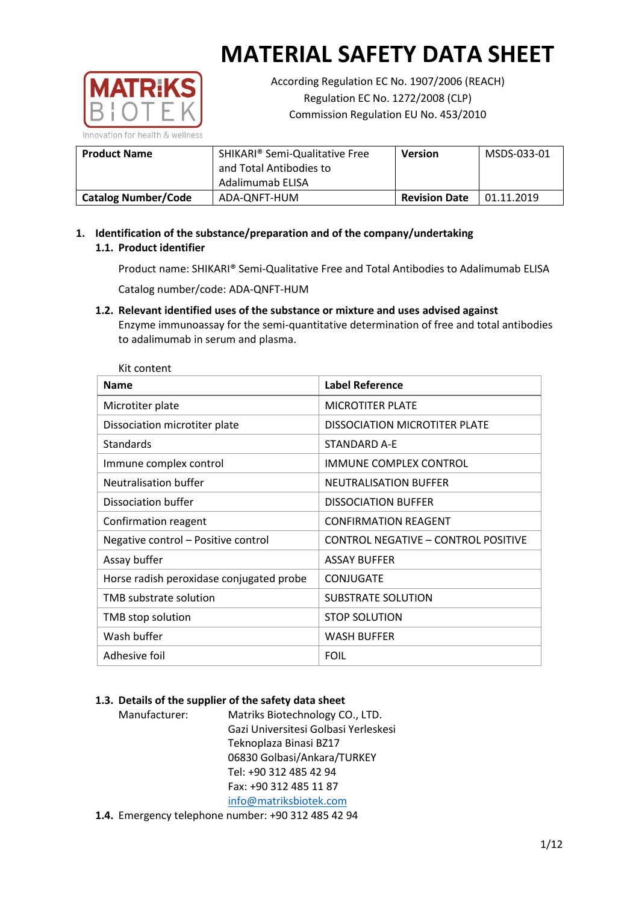# MATERIAL SAFETY DATA SHEET

According Regulation EC No. 1907/2006 (REACH)
Regulation EC No. 1272/2008 (CLP)
Commission Regulation EU No. 453/2010

| **Product Name** | SHIKARI® Semi-Qualitative Free and Total Antibodies to Adalimumab ELISA | **Version** | MSDS-033-01 |
|---|---|---|---|
| **Catalog Number/Code** | ADA-QNFT-HUM | **Revision Date** | 01.11.2019 |

## 1. Identification of the substance/preparation and of the company/undertaking

### 1.1. Product identifier

Product name: SHIKARI® Semi-Qualitative Free and Total Antibodies to Adalimumab ELISA

Catalog number/code: ADA-QNFT-HUM

### 1.2. Relevant identified uses of the substance or mixture and uses advised against

Enzyme immunoassay for the semi-quantitative determination of free and total antibodies to adalimumab in serum and plasma.

Kit content

| **Name** | **Label Reference** |
|---|---|
| Microtiter plate | MICROTITER PLATE |
| Dissociation microtiter plate | DISSOCIATION MICROTITER PLATE |
| Standards | STANDARD A-E |
| Immune complex control | IMMUNE COMPLEX CONTROL |
| Neutralisation buffer | NEUTRALISATION BUFFER |
| Dissociation buffer | DISSOCIATION BUFFER |
| Confirmation reagent | CONFIRMATION REAGENT |
| Negative control – Positive control | CONTROL NEGATIVE – CONTROL POSITIVE |
| Assay buffer | ASSAY BUFFER |
| Horse radish peroxidase conjugated probe | CONJUGATE |
| TMB substrate solution | SUBSTRATE SOLUTION |
| TMB stop solution | STOP SOLUTION |
| Wash buffer | WASH BUFFER |
| Adhesive foil | FOIL |

### 1.3. Details of the supplier of the safety data sheet

Manufacturer:
Matriks Biotechnology CO., LTD.
Gazi Universitesi Golbasi Yerleskesi
Teknoplaza Binasi BZ17
06830 Golbasi/Ankara/TURKEY
Tel: +90 312 485 42 94
Fax: +90 312 485 11 87
info@matriksbiotek.com

### 1.4. Emergency telephone number: +90 312 485 42 94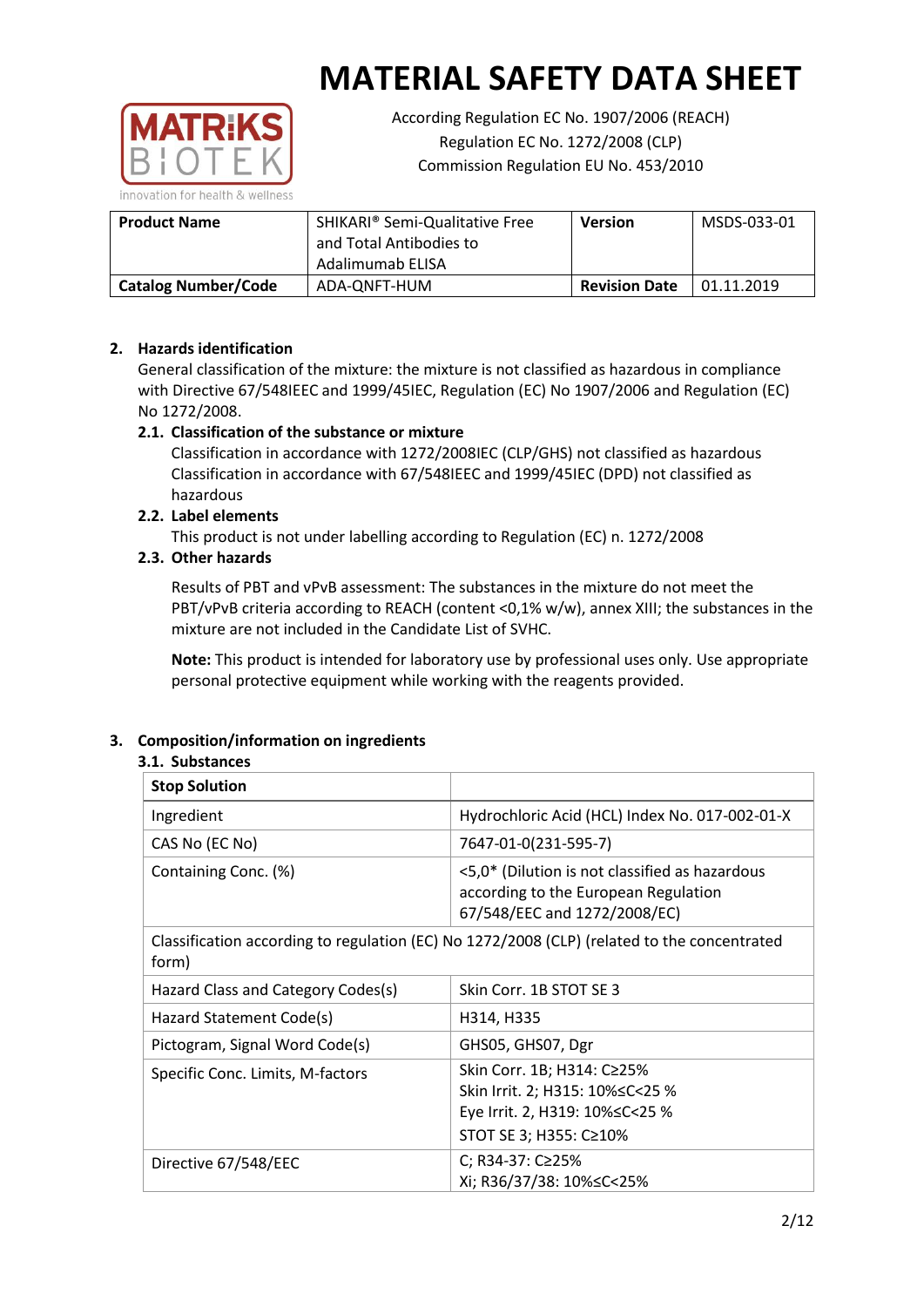# MATERIAL SAFETY DATA SHEET

According Regulation EC No. 1907/2006 (REACH)
Regulation EC No. 1272/2008 (CLP)
Commission Regulation EU No. 453/2010

| **Product Name** | SHIKARI® Semi-Qualitative Free and Total Antibodies to Adalimumab ELISA | **Version** | MSDS-033-01 |
|---|---|---|---|
| **Catalog Number/Code** | ADA-QNFT-HUM | **Revision Date** | 01.11.2019 |

## 2. Hazards identification

General classification of the mixture: the mixture is not classified as hazardous in compliance with Directive 67/548IEEC and 1999/45IEC, Regulation (EC) No 1907/2006 and Regulation (EC) No 1272/2008.

### 2.1. Classification of the substance or mixture

Classification in accordance with 1272/2008IEC (CLP/GHS) not classified as hazardous
Classification in accordance with 67/548IEEC and 1999/45IEC (DPD) not classified as hazardous

### 2.2. Label elements

This product is not under labelling according to Regulation (EC) n. 1272/2008

### 2.3. Other hazards

Results of PBT and vPvB assessment: The substances in the mixture do not meet the PBT/vPvB criteria according to REACH (content <0,1% w/w), annex XIII; the substances in the mixture are not included in the Candidate List of SVHC.

**Note:** This product is intended for laboratory use by professional uses only. Use appropriate personal protective equipment while working with the reagents provided.

## 3. Composition/information on ingredients

### 3.1. Substances

| **Stop Solution** | |
|---|---|
| Ingredient | Hydrochloric Acid (HCL) Index No. 017-002-01-X |
| CAS No (EC No) | 7647-01-0(231-595-7) |
| Containing Conc. (%) | <5,0* (Dilution is not classified as hazardous according to the European Regulation 67/548/EEC and 1272/2008/EC) |
| Classification according to regulation (EC) No 1272/2008 (CLP) (related to the concentrated form) | |
| Hazard Class and Category Codes(s) | Skin Corr. 1B STOT SE 3 |
| Hazard Statement Code(s) | H314, H335 |
| Pictogram, Signal Word Code(s) | GHS05, GHS07, Dgr |
| Specific Conc. Limits, M-factors | Skin Corr. 1B; H314: C≥25%<br>Skin Irrit. 2; H315: 10%≤C<25 %<br>Eye Irrit. 2, H319: 10%≤C<25 %<br>STOT SE 3; H355: C≥10% |
| Directive 67/548/EEC | C; R34-37: C≥25%<br>Xi; R36/37/38: 10%≤C<25% |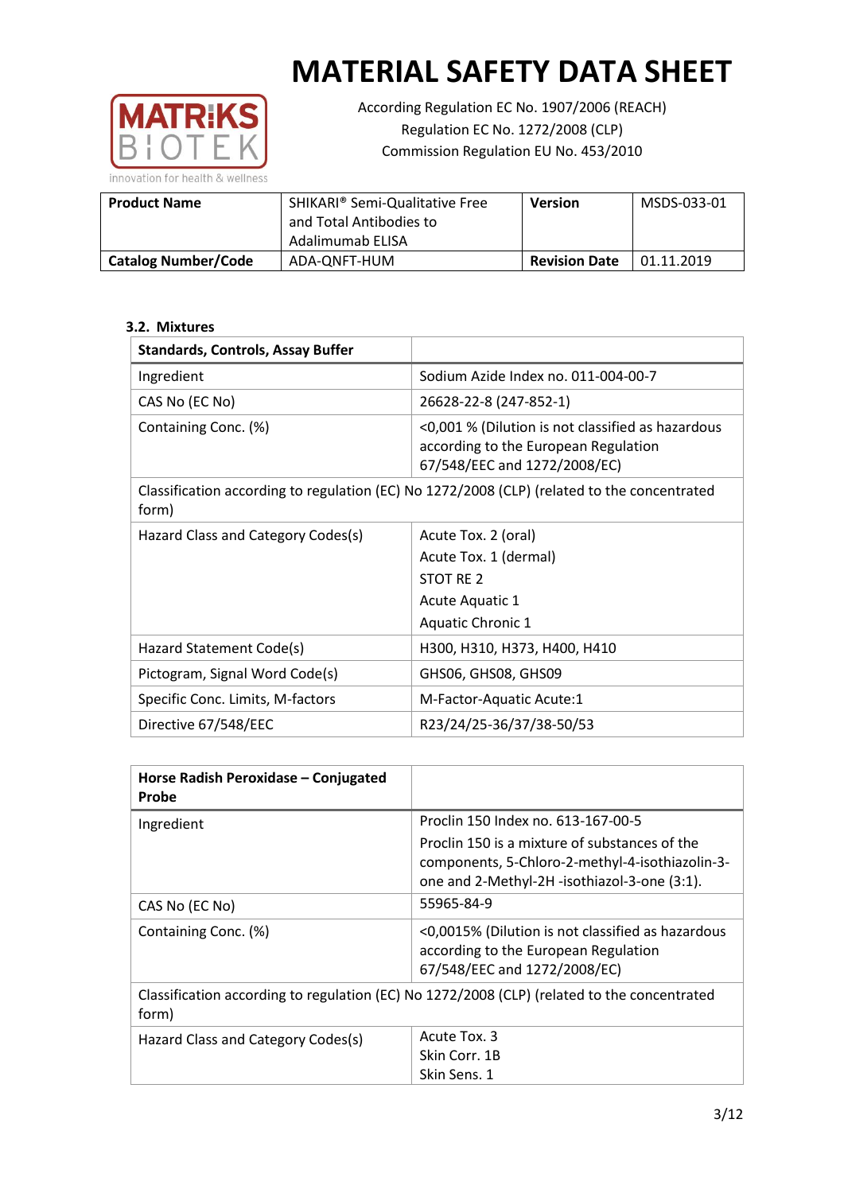# MATERIAL SAFETY DATA SHEET

According Regulation EC No. 1907/2006 (REACH)
Regulation EC No. 1272/2008 (CLP)
Commission Regulation EU No. 453/2010

| **Product Name** | SHIKARI® Semi-Qualitative Free and Total Antibodies to Adalimumab ELISA | **Version** | MSDS-033-01 |
|---|---|---|---|
| **Catalog Number/Code** | ADA-QNFT-HUM | **Revision Date** | 01.11.2019 |

### 3.2. Mixtures

| **Standards, Controls, Assay Buffer** | |
|---|---|
| Ingredient | Sodium Azide Index no. 011-004-00-7 |
| CAS No (EC No) | 26628-22-8 (247-852-1) |
| Containing Conc. (%) | <0,001 % (Dilution is not classified as hazardous according to the European Regulation 67/548/EEC and 1272/2008/EC) |
| Classification according to regulation (EC) No 1272/2008 (CLP) (related to the concentrated form) | |
| Hazard Class and Category Codes(s) | Acute Tox. 2 (oral)<br>Acute Tox. 1 (dermal)<br>STOT RE 2<br>Acute Aquatic 1<br>Aquatic Chronic 1 |
| Hazard Statement Code(s) | H300, H310, H373, H400, H410 |
| Pictogram, Signal Word Code(s) | GHS06, GHS08, GHS09 |
| Specific Conc. Limits, M-factors | M-Factor-Aquatic Acute:1 |
| Directive 67/548/EEC | R23/24/25-36/37/38-50/53 |

| **Horse Radish Peroxidase – Conjugated Probe** | |
|---|---|
| Ingredient | Proclin 150 Index no. 613-167-00-5<br>Proclin 150 is a mixture of substances of the components, 5-Chloro-2-methyl-4-isothiazolin-3-one and 2-Methyl-2H -isothiazol-3-one (3:1). |
| CAS No (EC No) | 55965-84-9 |
| Containing Conc. (%) | <0,0015% (Dilution is not classified as hazardous according to the European Regulation 67/548/EEC and 1272/2008/EC) |
| Classification according to regulation (EC) No 1272/2008 (CLP) (related to the concentrated form) | |
| Hazard Class and Category Codes(s) | Acute Tox. 3<br>Skin Corr. 1B<br>Skin Sens. 1 |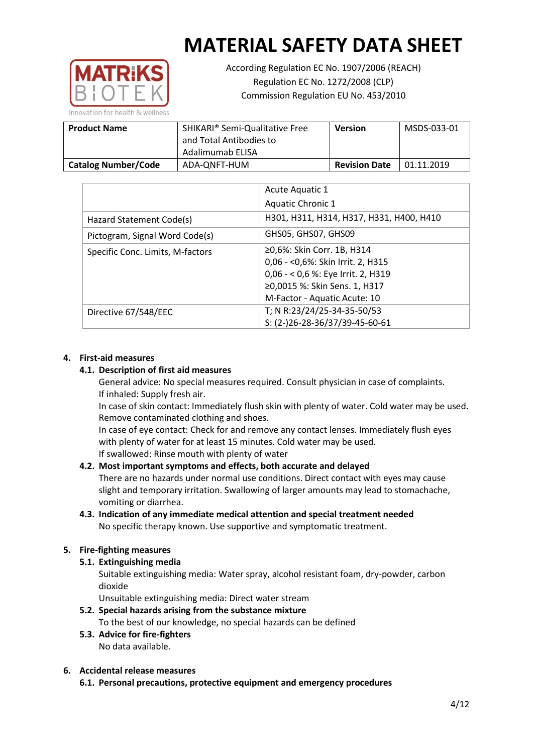# MATERIAL SAFETY DATA SHEET

According Regulation EC No. 1907/2006 (REACH)
Regulation EC No. 1272/2008 (CLP)
Commission Regulation EU No. 453/2010

| Product Name | SHIKARI® Semi-Qualitative Free and Total Antibodies to Adalimumab ELISA | Version | MSDS-033-01 |
|---|---|---|---|
| Catalog Number/Code | ADA-QNFT-HUM | Revision Date | 01.11.2019 |

| | |
|---|---|
| | Acute Aquatic 1<br>Aquatic Chronic 1 |
| Hazard Statement Code(s) | H301, H311, H314, H317, H331, H400, H410 |
| Pictogram, Signal Word Code(s) | GHS05, GHS07, GHS09 |
| Specific Conc. Limits, M-factors | ≥0,6%: Skin Corr. 1B, H314<br>0,06 - <0,6%: Skin Irrit. 2, H315<br>0,06 - < 0,6 %: Eye Irrit. 2, H319<br>≥0,0015 %: Skin Sens. 1, H317<br>M-Factor - Aquatic Acute: 10 |
| Directive 67/548/EEC | T; N R:23/24/25-34-35-50/53<br>S: (2-)26-28-36/37/39-45-60-61 |

## 4. First-aid measures

### 4.1. Description of first aid measures

General advice: No special measures required. Consult physician in case of complaints.
If inhaled: Supply fresh air.
In case of skin contact: Immediately flush skin with plenty of water. Cold water may be used. Remove contaminated clothing and shoes.
In case of eye contact: Check for and remove any contact lenses. Immediately flush eyes with plenty of water for at least 15 minutes. Cold water may be used.
If swallowed: Rinse mouth with plenty of water

### 4.2. Most important symptoms and effects, both accurate and delayed

There are no hazards under normal use conditions. Direct contact with eyes may cause slight and temporary irritation. Swallowing of larger amounts may lead to stomachache, vomiting or diarrhea.

### 4.3. Indication of any immediate medical attention and special treatment needed

No specific therapy known. Use supportive and symptomatic treatment.

## 5. Fire-fighting measures

### 5.1. Extinguishing media

Suitable extinguishing media: Water spray, alcohol resistant foam, dry-powder, carbon dioxide
Unsuitable extinguishing media: Direct water stream

### 5.2. Special hazards arising from the substance mixture

To the best of our knowledge, no special hazards can be defined

### 5.3. Advice for fire-fighters

No data available.

## 6. Accidental release measures

### 6.1. Personal precautions, protective equipment and emergency procedures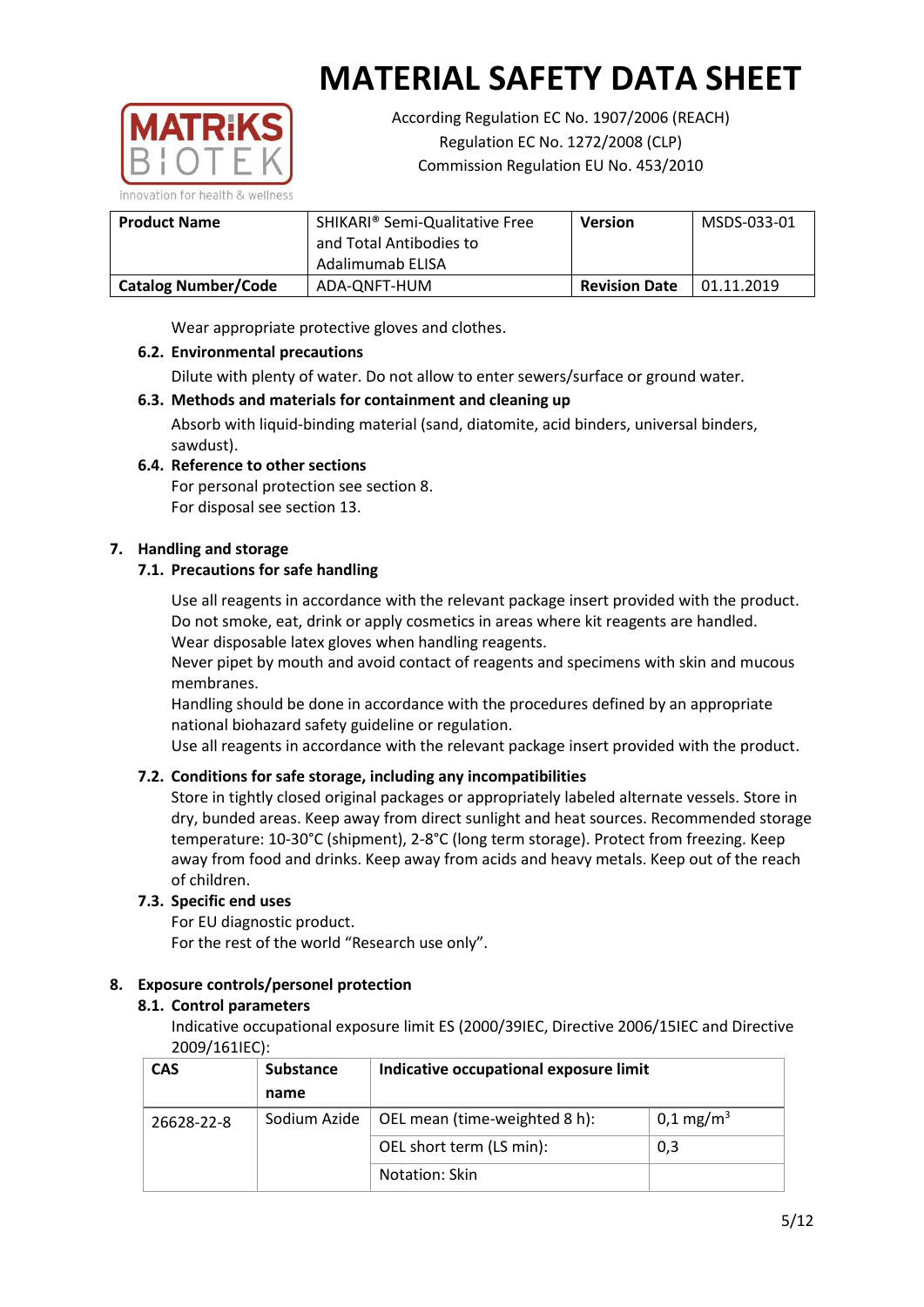# MATERIAL SAFETY DATA SHEET

According Regulation EC No. 1907/2006 (REACH)
Regulation EC No. 1272/2008 (CLP)
Commission Regulation EU No. 453/2010

| **Product Name** | SHIKARI® Semi-Qualitative Free and Total Antibodies to Adalimumab ELISA | **Version** | MSDS-033-01 |
|---|---|---|---|
| **Catalog Number/Code** | ADA-QNFT-HUM | **Revision Date** | 01.11.2019 |

Wear appropriate protective gloves and clothes.

### 6.2. Environmental precautions

Dilute with plenty of water. Do not allow to enter sewers/surface or ground water.

### 6.3. Methods and materials for containment and cleaning up

Absorb with liquid-binding material (sand, diatomite, acid binders, universal binders, sawdust).

### 6.4. Reference to other sections

For personal protection see section 8.
For disposal see section 13.

## 7. Handling and storage

### 7.1. Precautions for safe handling

Use all reagents in accordance with the relevant package insert provided with the product.
Do not smoke, eat, drink or apply cosmetics in areas where kit reagents are handled.
Wear disposable latex gloves when handling reagents.
Never pipet by mouth and avoid contact of reagents and specimens with skin and mucous membranes.
Handling should be done in accordance with the procedures defined by an appropriate national biohazard safety guideline or regulation.
Use all reagents in accordance with the relevant package insert provided with the product.

### 7.2. Conditions for safe storage, including any incompatibilities

Store in tightly closed original packages or appropriately labeled alternate vessels. Store in dry, bunded areas. Keep away from direct sunlight and heat sources. Recommended storage temperature: 10-30°C (shipment), 2-8°C (long term storage). Protect from freezing. Keep away from food and drinks. Keep away from acids and heavy metals. Keep out of the reach of children.

### 7.3. Specific end uses

For EU diagnostic product.
For the rest of the world "Research use only".

## 8. Exposure controls/personel protection

### 8.1. Control parameters

Indicative occupational exposure limit ES (2000/39IEC, Directive 2006/15IEC and Directive 2009/161IEC):

| CAS | Substance name | Indicative occupational exposure limit | |
|---|---|---|---|
| 26628-22-8 | Sodium Azide | OEL mean (time-weighted 8 h): | 0,1 mg/m$^3$ |
| | | OEL short term (LS min): | 0,3 |
| | | Notation: Skin | |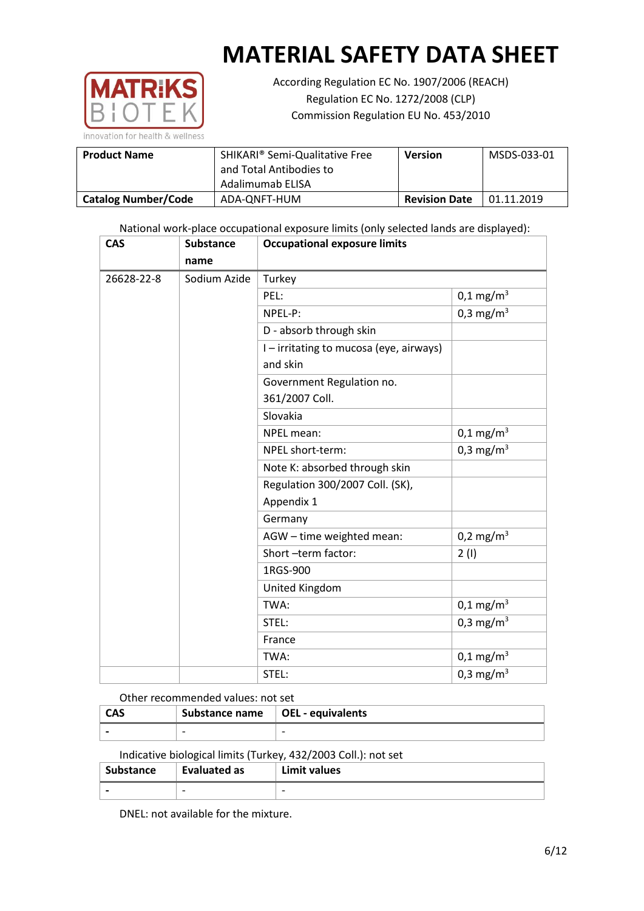# MATERIAL SAFETY DATA SHEET

According Regulation EC No. 1907/2006 (REACH)
Regulation EC No. 1272/2008 (CLP)
Commission Regulation EU No. 453/2010

| **Product Name** | SHIKARI® Semi-Qualitative Free and Total Antibodies to Adalimumab ELISA | **Version** | MSDS-033-01 |
|---|---|---|---|
| **Catalog Number/Code** | ADA-QNFT-HUM | **Revision Date** | 01.11.2019 |

National work-place occupational exposure limits (only selected lands are displayed):

| **CAS** | **Substance name** | **Occupational exposure limits** | |
|---|---|---|---|
| 26628-22-8 | Sodium Azide | Turkey | |
| | | PEL: | 0,1 mg/m$^3$ |
| | | NPEL-P: | 0,3 mg/m$^3$ |
| | | D - absorb through skin | |
| | | I – irritating to mucosa (eye, airways) and skin | |
| | | Government Regulation no. 361/2007 Coll. | |
| | | Slovakia | |
| | | NPEL mean: | 0,1 mg/m$^3$ |
| | | NPEL short-term: | 0,3 mg/m$^3$ |
| | | Note K: absorbed through skin | |
| | | Regulation 300/2007 Coll. (SK), Appendix 1 | |
| | | Germany | |
| | | AGW – time weighted mean: | 0,2 mg/m$^3$ |
| | | Short –term factor: | 2 (I) |
| | | 1RGS-900 | |
| | | United Kingdom | |
| | | TWA: | 0,1 mg/m$^3$ |
| | | STEL: | 0,3 mg/m$^3$ |
| | | France | |
| | | TWA: | 0,1 mg/m$^3$ |
| | | STEL: | 0,3 mg/m$^3$ |

Other recommended values: not set

| **CAS** | **Substance name** | **OEL - equivalents** |
|---|---|---|
| - | - | - |

Indicative biological limits (Turkey, 432/2003 Coll.): not set

| **Substance** | **Evaluated as** | **Limit values** |
|---|---|---|
| - | - | - |

DNEL: not available for the mixture.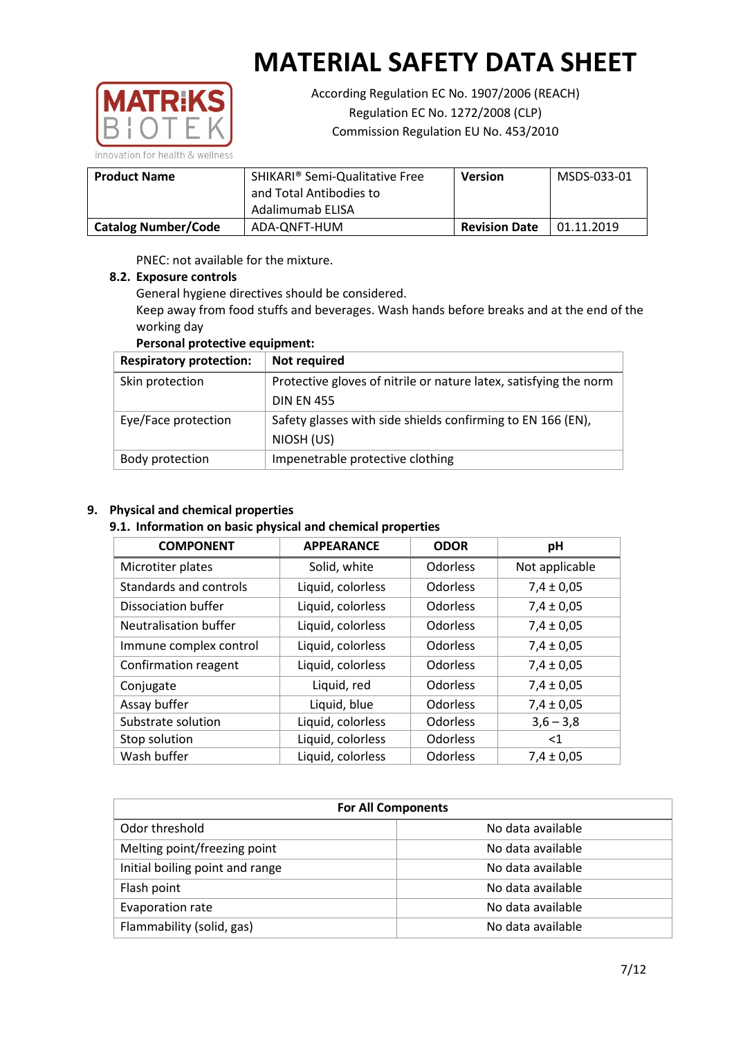PNEC: not available for the mixture.

### 8.2. Exposure controls

General hygiene directives should be considered.

Keep away from food stuffs and beverages. Wash hands before breaks and at the end of the working day

**Personal protective equipment:**

| Respiratory protection: | Not required |
|---|---|
| Skin protection | Protective gloves of nitrile or nature latex, satisfying the norm DIN EN 455 |
| Eye/Face protection | Safety glasses with side shields confirming to EN 166 (EN), NIOSH (US) |
| Body protection | Impenetrable protective clothing |

## 9. Physical and chemical properties

### 9.1. Information on basic physical and chemical properties

| COMPONENT | APPEARANCE | ODOR | pH |
|---|---|---|---|
| Microtiter plates | Solid, white | Odorless | Not applicable |
| Standards and controls | Liquid, colorless | Odorless | 7,4 ± 0,05 |
| Dissociation buffer | Liquid, colorless | Odorless | 7,4 ± 0,05 |
| Neutralisation buffer | Liquid, colorless | Odorless | 7,4 ± 0,05 |
| Immune complex control | Liquid, colorless | Odorless | 7,4 ± 0,05 |
| Confirmation reagent | Liquid, colorless | Odorless | 7,4 ± 0,05 |
| Conjugate | Liquid, red | Odorless | 7,4 ± 0,05 |
| Assay buffer | Liquid, blue | Odorless | 7,4 ± 0,05 |
| Substrate solution | Liquid, colorless | Odorless | 3,6 – 3,8 |
| Stop solution | Liquid, colorless | Odorless | <1 |
| Wash buffer | Liquid, colorless | Odorless | 7,4 ± 0,05 |

| For All Components | |
|---|---|
| Odor threshold | No data available |
| Melting point/freezing point | No data available |
| Initial boiling point and range | No data available |
| Flash point | No data available |
| Evaporation rate | No data available |
| Flammability (solid, gas) | No data available |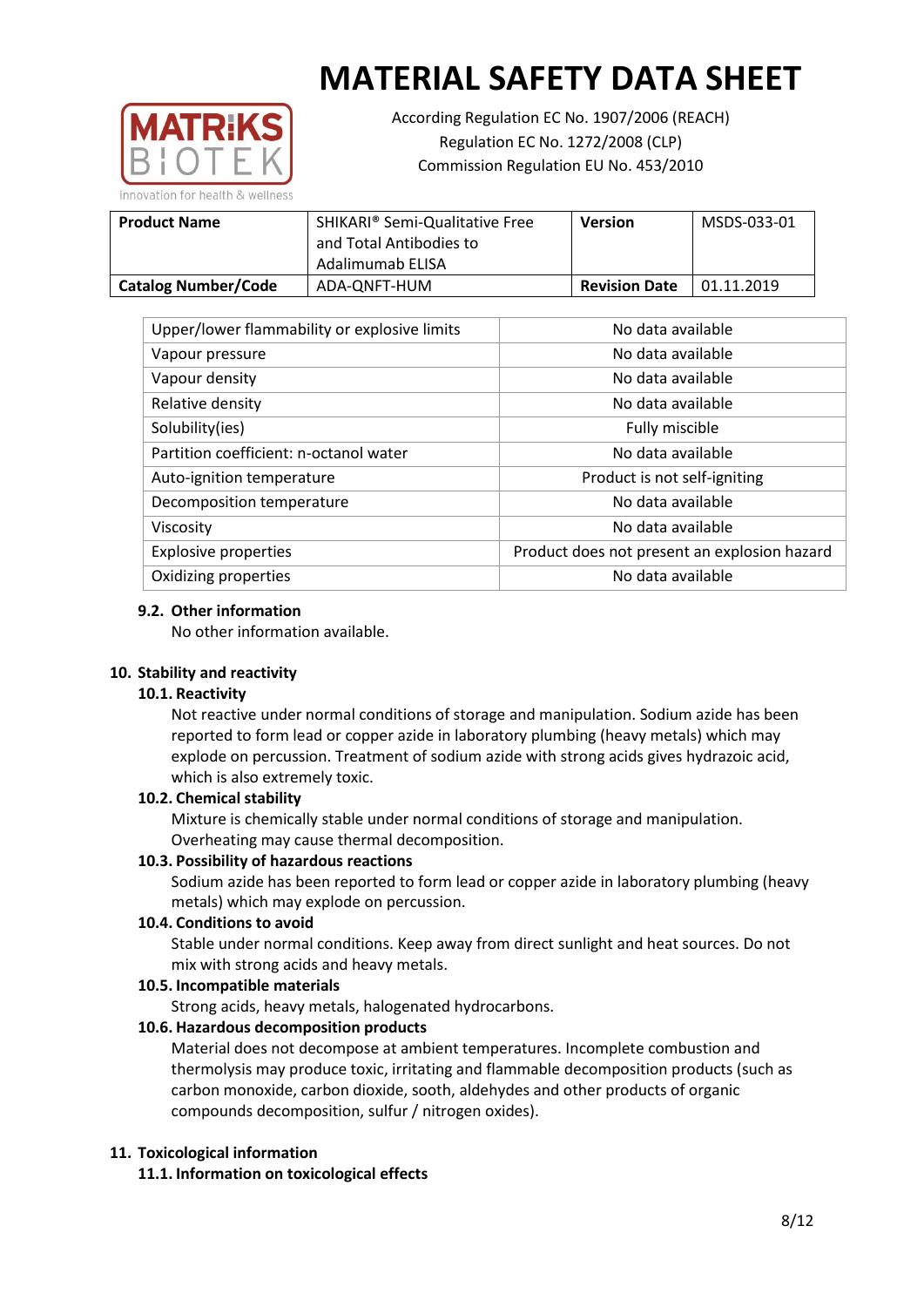| Upper/lower flammability or explosive limits | No data available |
|---|---|
| Vapour pressure | No data available |
| Vapour density | No data available |
| Relative density | No data available |
| Solubility(ies) | Fully miscible |
| Partition coefficient: n-octanol water | No data available |
| Auto-ignition temperature | Product is not self-igniting |
| Decomposition temperature | No data available |
| Viscosity | No data available |
| Explosive properties | Product does not present an explosion hazard |
| Oxidizing properties | No data available |

### 9.2. Other information

No other information available.

## 10. Stability and reactivity

### 10.1. Reactivity

Not reactive under normal conditions of storage and manipulation. Sodium azide has been reported to form lead or copper azide in laboratory plumbing (heavy metals) which may explode on percussion. Treatment of sodium azide with strong acids gives hydrazoic acid, which is also extremely toxic.

### 10.2. Chemical stability

Mixture is chemically stable under normal conditions of storage and manipulation. Overheating may cause thermal decomposition.

### 10.3. Possibility of hazardous reactions

Sodium azide has been reported to form lead or copper azide in laboratory plumbing (heavy metals) which may explode on percussion.

### 10.4. Conditions to avoid

Stable under normal conditions. Keep away from direct sunlight and heat sources. Do not mix with strong acids and heavy metals.

### 10.5. Incompatible materials

Strong acids, heavy metals, halogenated hydrocarbons.

### 10.6. Hazardous decomposition products

Material does not decompose at ambient temperatures. Incomplete combustion and thermolysis may produce toxic, irritating and flammable decomposition products (such as carbon monoxide, carbon dioxide, sooth, aldehydes and other products of organic compounds decomposition, sulfur / nitrogen oxides).

## 11. Toxicological information

### 11.1. Information on toxicological effects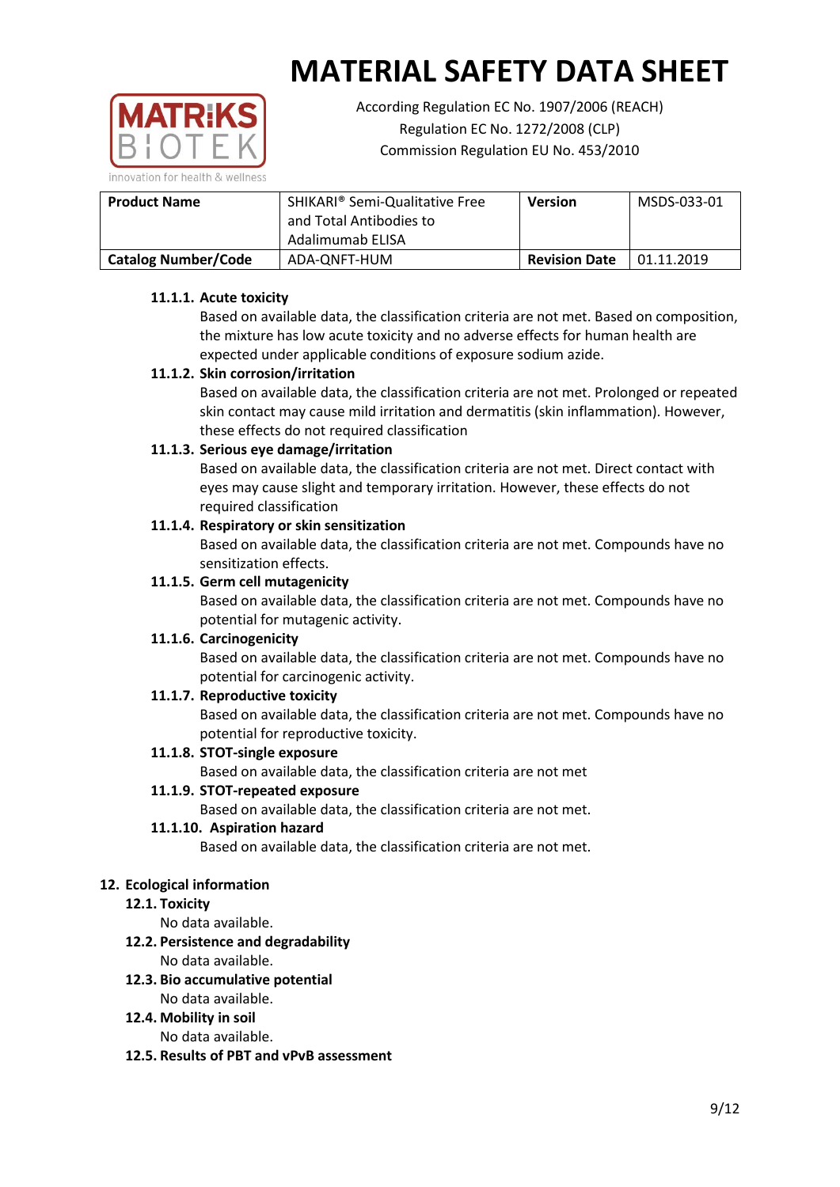# MATERIAL SAFETY DATA SHEET

According Regulation EC No. 1907/2006 (REACH)
Regulation EC No. 1272/2008 (CLP)
Commission Regulation EU No. 453/2010

| Product Name | SHIKARI® Semi-Qualitative Free and Total Antibodies to Adalimumab ELISA | Version | MSDS-033-01 |
|---|---|---|---|
| Catalog Number/Code | ADA-QNFT-HUM | Revision Date | 01.11.2019 |

#### 11.1.1. Acute toxicity

Based on available data, the classification criteria are not met. Based on composition, the mixture has low acute toxicity and no adverse effects for human health are expected under applicable conditions of exposure sodium azide.

#### 11.1.2. Skin corrosion/irritation

Based on available data, the classification criteria are not met. Prolonged or repeated skin contact may cause mild irritation and dermatitis (skin inflammation). However, these effects do not required classification

#### 11.1.3. Serious eye damage/irritation

Based on available data, the classification criteria are not met. Direct contact with eyes may cause slight and temporary irritation. However, these effects do not required classification

#### 11.1.4. Respiratory or skin sensitization

Based on available data, the classification criteria are not met. Compounds have no sensitization effects.

#### 11.1.5. Germ cell mutagenicity

Based on available data, the classification criteria are not met. Compounds have no potential for mutagenic activity.

#### 11.1.6. Carcinogenicity

Based on available data, the classification criteria are not met. Compounds have no potential for carcinogenic activity.

#### 11.1.7. Reproductive toxicity

Based on available data, the classification criteria are not met. Compounds have no potential for reproductive toxicity.

#### 11.1.8. STOT-single exposure

Based on available data, the classification criteria are not met

#### 11.1.9. STOT-repeated exposure

Based on available data, the classification criteria are not met.

#### 11.1.10. Aspiration hazard

Based on available data, the classification criteria are not met.

## 12. Ecological information

### 12.1. Toxicity

No data available.

### 12.2. Persistence and degradability

No data available.

### 12.3. Bio accumulative potential

No data available.

### 12.4. Mobility in soil

No data available.

### 12.5. Results of PBT and vPvB assessment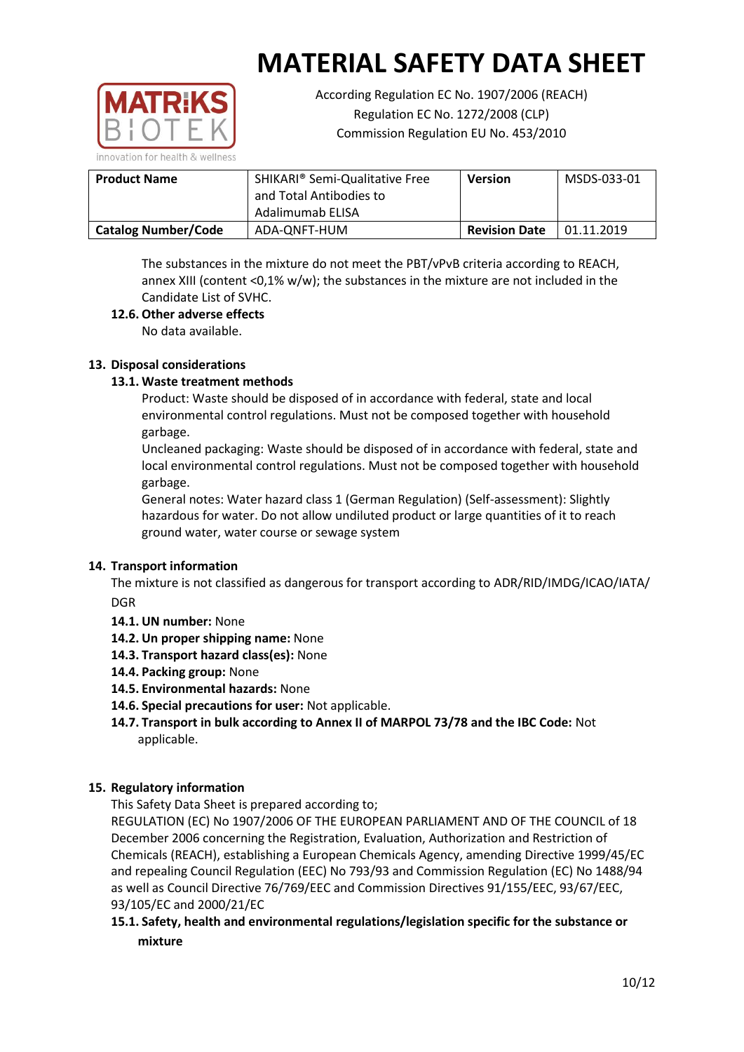# MATERIAL SAFETY DATA SHEET

According Regulation EC No. 1907/2006 (REACH)
Regulation EC No. 1272/2008 (CLP)
Commission Regulation EU No. 453/2010

| **Product Name** | SHIKARI® Semi-Qualitative Free and Total Antibodies to Adalimumab ELISA | **Version** | MSDS-033-01 |
|---|---|---|---|
| **Catalog Number/Code** | ADA-QNFT-HUM | **Revision Date** | 01.11.2019 |

The substances in the mixture do not meet the PBT/vPvB criteria according to REACH, annex XIII (content <0,1% w/w); the substances in the mixture are not included in the Candidate List of SVHC.

**12.6. Other adverse effects**

No data available.

## 13. Disposal considerations

### 13.1. Waste treatment methods

Product: Waste should be disposed of in accordance with federal, state and local environmental control regulations. Must not be composed together with household garbage.

Uncleaned packaging: Waste should be disposed of in accordance with federal, state and local environmental control regulations. Must not be composed together with household garbage.

General notes: Water hazard class 1 (German Regulation) (Self-assessment): Slightly hazardous for water. Do not allow undiluted product or large quantities of it to reach ground water, water course or sewage system

## 14. Transport information

The mixture is not classified as dangerous for transport according to ADR/RID/IMDG/ICAO/IATA/DGR

- **14.1. UN number:** None
- **14.2. Un proper shipping name:** None
- **14.3. Transport hazard class(es):** None
- **14.4. Packing group:** None
- **14.5. Environmental hazards:** None
- **14.6. Special precautions for user:** Not applicable.
- **14.7. Transport in bulk according to Annex II of MARPOL 73/78 and the IBC Code:** Not applicable.

## 15. Regulatory information

This Safety Data Sheet is prepared according to;

REGULATION (EC) No 1907/2006 OF THE EUROPEAN PARLIAMENT AND OF THE COUNCIL of 18 December 2006 concerning the Registration, Evaluation, Authorization and Restriction of Chemicals (REACH), establishing a European Chemicals Agency, amending Directive 1999/45/EC and repealing Council Regulation (EEC) No 793/93 and Commission Regulation (EC) No 1488/94 as well as Council Directive 76/769/EEC and Commission Directives 91/155/EEC, 93/67/EEC, 93/105/EC and 2000/21/EC

### 15.1. Safety, health and environmental regulations/legislation specific for the substance or mixture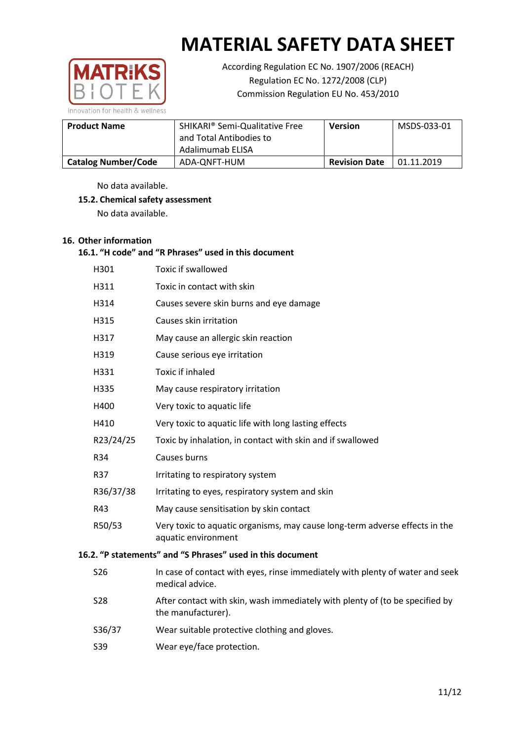# MATERIAL SAFETY DATA SHEET

According Regulation EC No. 1907/2006 (REACH)
Regulation EC No. 1272/2008 (CLP)
Commission Regulation EU No. 453/2010

| **Product Name** | SHIKARI® Semi-Qualitative Free and Total Antibodies to Adalimumab ELISA | **Version** | MSDS-033-01 |
|---|---|---|---|
| **Catalog Number/Code** | ADA-QNFT-HUM | **Revision Date** | 01.11.2019 |

No data available.

**15.2. Chemical safety assessment**

No data available.

## 16. Other information

### 16.1. "H code" and "R Phrases" used in this document

| | |
|---|---|
| H301 | Toxic if swallowed |
| H311 | Toxic in contact with skin |
| H314 | Causes severe skin burns and eye damage |
| H315 | Causes skin irritation |
| H317 | May cause an allergic skin reaction |
| H319 | Cause serious eye irritation |
| H331 | Toxic if inhaled |
| H335 | May cause respiratory irritation |
| H400 | Very toxic to aquatic life |
| H410 | Very toxic to aquatic life with long lasting effects |
| R23/24/25 | Toxic by inhalation, in contact with skin and if swallowed |
| R34 | Causes burns |
| R37 | Irritating to respiratory system |
| R36/37/38 | Irritating to eyes, respiratory system and skin |
| R43 | May cause sensitisation by skin contact |
| R50/53 | Very toxic to aquatic organisms, may cause long-term adverse effects in the aquatic environment |

### 16.2. "P statements" and "S Phrases" used in this document

| | |
|---|---|
| S26 | In case of contact with eyes, rinse immediately with plenty of water and seek medical advice. |
| S28 | After contact with skin, wash immediately with plenty of (to be specified by the manufacturer). |
| S36/37 | Wear suitable protective clothing and gloves. |
| S39 | Wear eye/face protection. |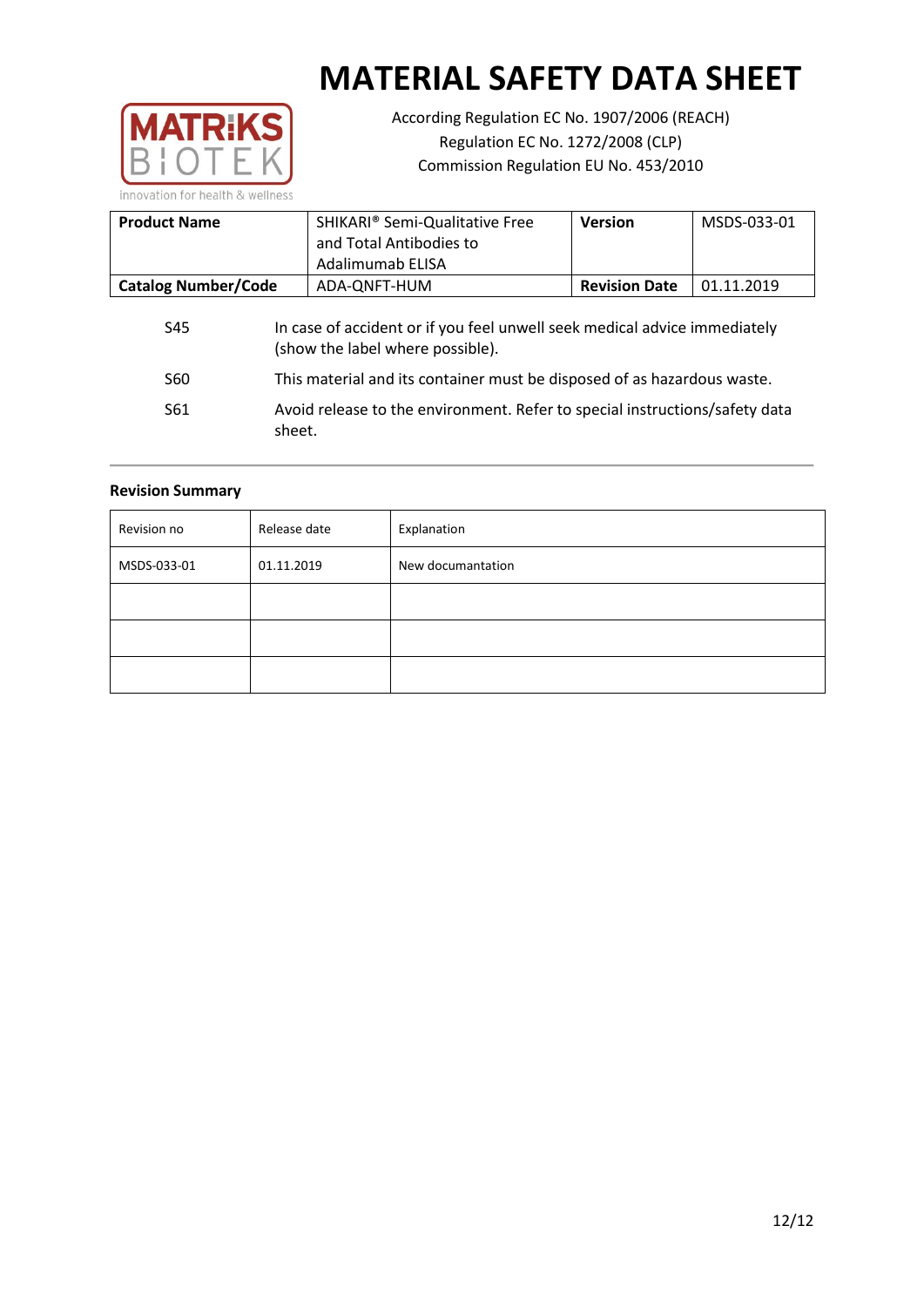# MATERIAL SAFETY DATA SHEET

According Regulation EC No. 1907/2006 (REACH)
Regulation EC No. 1272/2008 (CLP)
Commission Regulation EU No. 453/2010

| **Product Name** | SHIKARI® Semi-Qualitative Free and Total Antibodies to Adalimumab ELISA | **Version** | MSDS-033-01 |
|---|---|---|---|
| **Catalog Number/Code** | ADA-QNFT-HUM | **Revision Date** | 01.11.2019 |

| | |
|---|---|
| S45 | In case of accident or if you feel unwell seek medical advice immediately (show the label where possible). |
| S60 | This material and its container must be disposed of as hazardous waste. |
| S61 | Avoid release to the environment. Refer to special instructions/safety data sheet. |

**Revision Summary**

| Revision no | Release date | Explanation |
|---|---|---|
| MSDS-033-01 | 01.11.2019 | New documantation |
| | | |
| | | |
| | | |